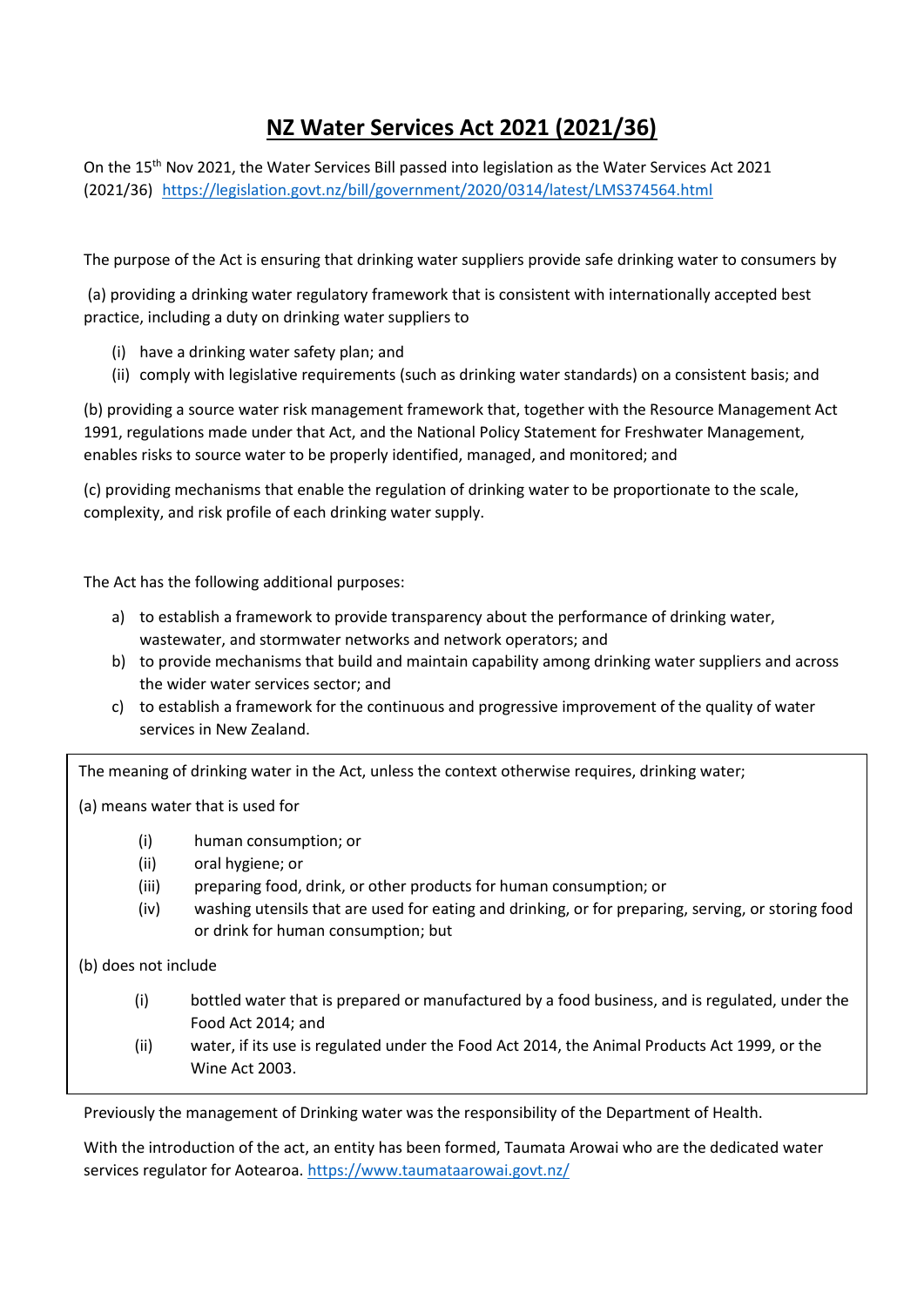# **NZ Water Services Act 2021 (2021/36)**

On the 15th Nov 2021, the Water Services Bill passed into legislation as the Water Services Act 2021 (2021/36) https://legislation.govt.nz/bill/government/2020/0314/latest/LMS374564.html

The purpose of the Act is ensuring that drinking water suppliers provide safe drinking water to consumers by

(a) providing a drinking water regulatory framework that is consistent with internationally accepted best practice, including a duty on drinking water suppliers to

(i) have a drinking water safety plan; and
(ii) comply with legislative requirements (such as drinking water standards) on a consistent basis; and

(b) providing a source water risk management framework that, together with the Resource Management Act 1991, regulations made under that Act, and the National Policy Statement for Freshwater Management, enables risks to source water to be properly identified, managed, and monitored; and

(c) providing mechanisms that enable the regulation of drinking water to be proportionate to the scale, complexity, and risk profile of each drinking water supply.

The Act has the following additional purposes:

a) to establish a framework to provide transparency about the performance of drinking water, wastewater, and stormwater networks and network operators; and
b) to provide mechanisms that build and maintain capability among drinking water suppliers and across the wider water services sector; and
c) to establish a framework for the continuous and progressive improvement of the quality of water services in New Zealand.

The meaning of drinking water in the Act, unless the context otherwise requires, drinking water;

(a) means water that is used for

(i) human consumption; or
(ii) oral hygiene; or
(iii) preparing food, drink, or other products for human consumption; or
(iv) washing utensils that are used for eating and drinking, or for preparing, serving, or storing food or drink for human consumption; but

(b) does not include

(i) bottled water that is prepared or manufactured by a food business, and is regulated, under the Food Act 2014; and
(ii) water, if its use is regulated under the Food Act 2014, the Animal Products Act 1999, or the Wine Act 2003.

Previously the management of Drinking water was the responsibility of the Department of Health.

With the introduction of the act, an entity has been formed, Taumata Arowai who are the dedicated water services regulator for Aotearoa. https://www.taumataarowai.govt.nz/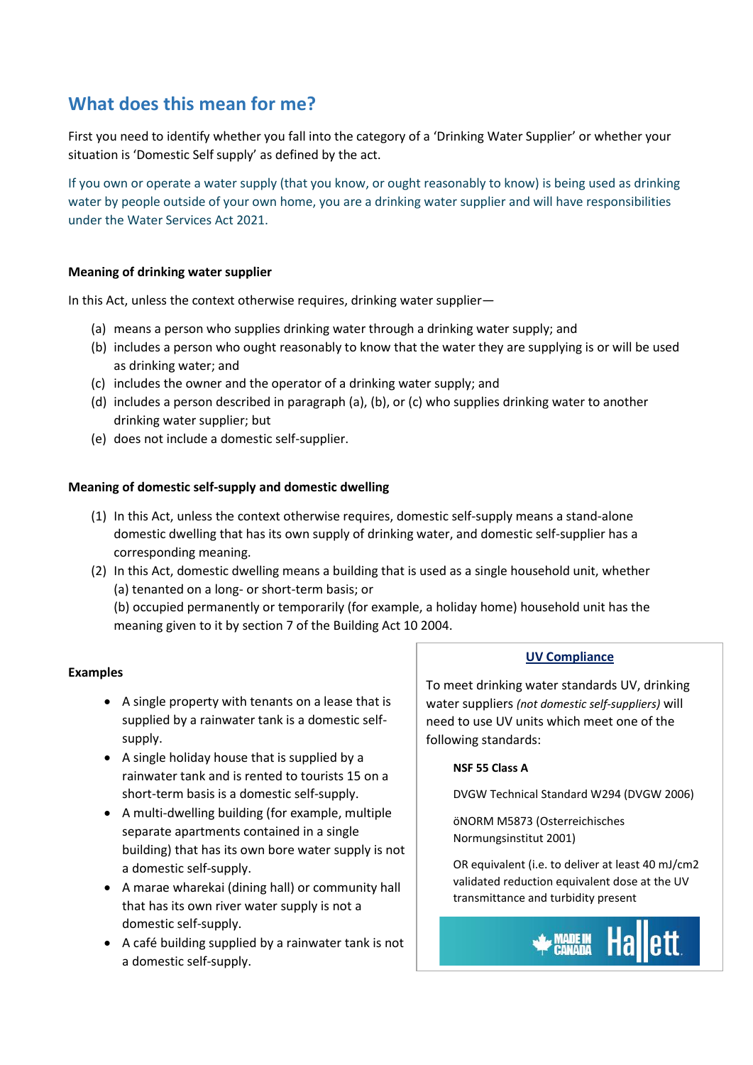## What does this mean for me?

First you need to identify whether you fall into the category of a 'Drinking Water Supplier' or whether your situation is 'Domestic Self supply' as defined by the act.

If you own or operate a water supply (that you know, or ought reasonably to know) is being used as drinking water by people outside of your own home, you are a drinking water supplier and will have responsibilities under the Water Services Act 2021.

**Meaning of drinking water supplier**

In this Act, unless the context otherwise requires, drinking water supplier—

(a) means a person who supplies drinking water through a drinking water supply; and
(b) includes a person who ought reasonably to know that the water they are supplying is or will be used as drinking water; and
(c) includes the owner and the operator of a drinking water supply; and
(d) includes a person described in paragraph (a), (b), or (c) who supplies drinking water to another drinking water supplier; but
(e) does not include a domestic self-supplier.

**Meaning of domestic self-supply and domestic dwelling**

(1) In this Act, unless the context otherwise requires, domestic self-supply means a stand-alone domestic dwelling that has its own supply of drinking water, and domestic self-supplier has a corresponding meaning.
(2) In this Act, domestic dwelling means a building that is used as a single household unit, whether
(a) tenanted on a long- or short-term basis; or
(b) occupied permanently or temporarily (for example, a holiday home) household unit has the meaning given to it by section 7 of the Building Act 10 2004.

**Examples**

- A single property with tenants on a lease that is supplied by a rainwater tank is a domestic self-supply.
- A single holiday house that is supplied by a rainwater tank and is rented to tourists 15 on a short-term basis is a domestic self-supply.
- A multi-dwelling building (for example, multiple separate apartments contained in a single building) that has its own bore water supply is not a domestic self-supply.
- A marae wharekai (dining hall) or community hall that has its own river water supply is not a domestic self-supply.
- A café building supplied by a rainwater tank is not a domestic self-supply.

**UV Compliance**

To meet drinking water standards UV, drinking water suppliers *(not domestic self-suppliers)* will need to use UV units which meet one of the following standards:

**NSF 55 Class A**

DVGW Technical Standard W294 (DVGW 2006)

öNORM M5873 (Osterreichisches Normungsinstitut 2001)

OR equivalent (i.e. to deliver at least 40 mJ/cm2 validated reduction equivalent dose at the UV transmittance and turbidity present

MADE IN CANADA Hallett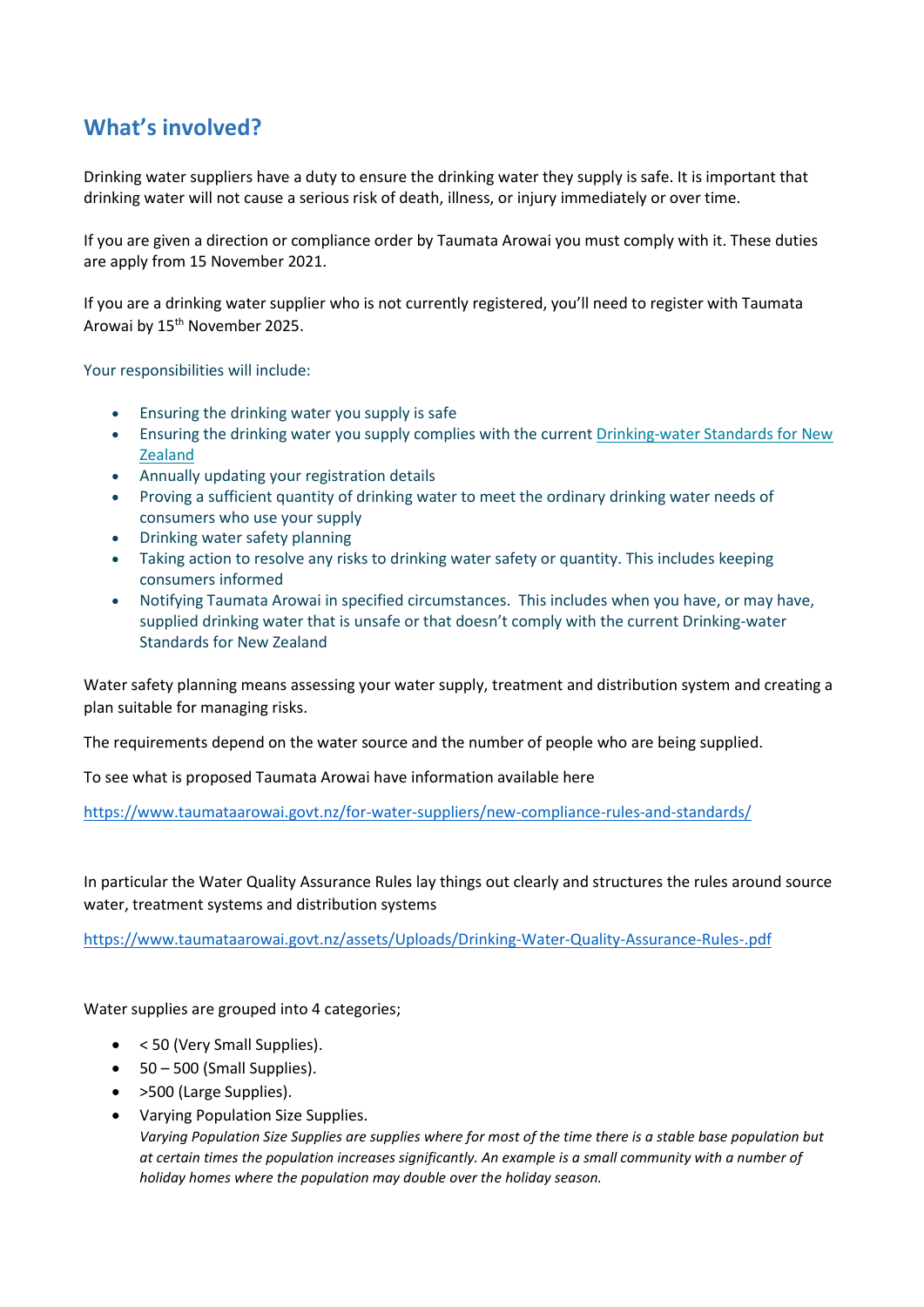## What's involved?

Drinking water suppliers have a duty to ensure the drinking water they supply is safe. It is important that drinking water will not cause a serious risk of death, illness, or injury immediately or over time.

If you are given a direction or compliance order by Taumata Arowai you must comply with it. These duties are apply from 15 November 2021.

If you are a drinking water supplier who is not currently registered, you'll need to register with Taumata Arowai by 15th November 2025.

Your responsibilities will include:

- Ensuring the drinking water you supply is safe
- Ensuring the drinking water you supply complies with the current [Drinking-water Standards for New Zealand]()
- Annually updating your registration details
- Proving a sufficient quantity of drinking water to meet the ordinary drinking water needs of consumers who use your supply
- Drinking water safety planning
- Taking action to resolve any risks to drinking water safety or quantity. This includes keeping consumers informed
- Notifying Taumata Arowai in specified circumstances. This includes when you have, or may have, supplied drinking water that is unsafe or that doesn't comply with the current Drinking-water Standards for New Zealand

Water safety planning means assessing your water supply, treatment and distribution system and creating a plan suitable for managing risks.

The requirements depend on the water source and the number of people who are being supplied.

To see what is proposed Taumata Arowai have information available here

https://www.taumataarowai.govt.nz/for-water-suppliers/new-compliance-rules-and-standards/

In particular the Water Quality Assurance Rules lay things out clearly and structures the rules around source water, treatment systems and distribution systems

https://www.taumataarowai.govt.nz/assets/Uploads/Drinking-Water-Quality-Assurance-Rules-.pdf

Water supplies are grouped into 4 categories;

- < 50 (Very Small Supplies).
- 50 – 500 (Small Supplies).
- >500 (Large Supplies).
- Varying Population Size Supplies.
  *Varying Population Size Supplies are supplies where for most of the time there is a stable base population but at certain times the population increases significantly. An example is a small community with a number of holiday homes where the population may double over the holiday season.*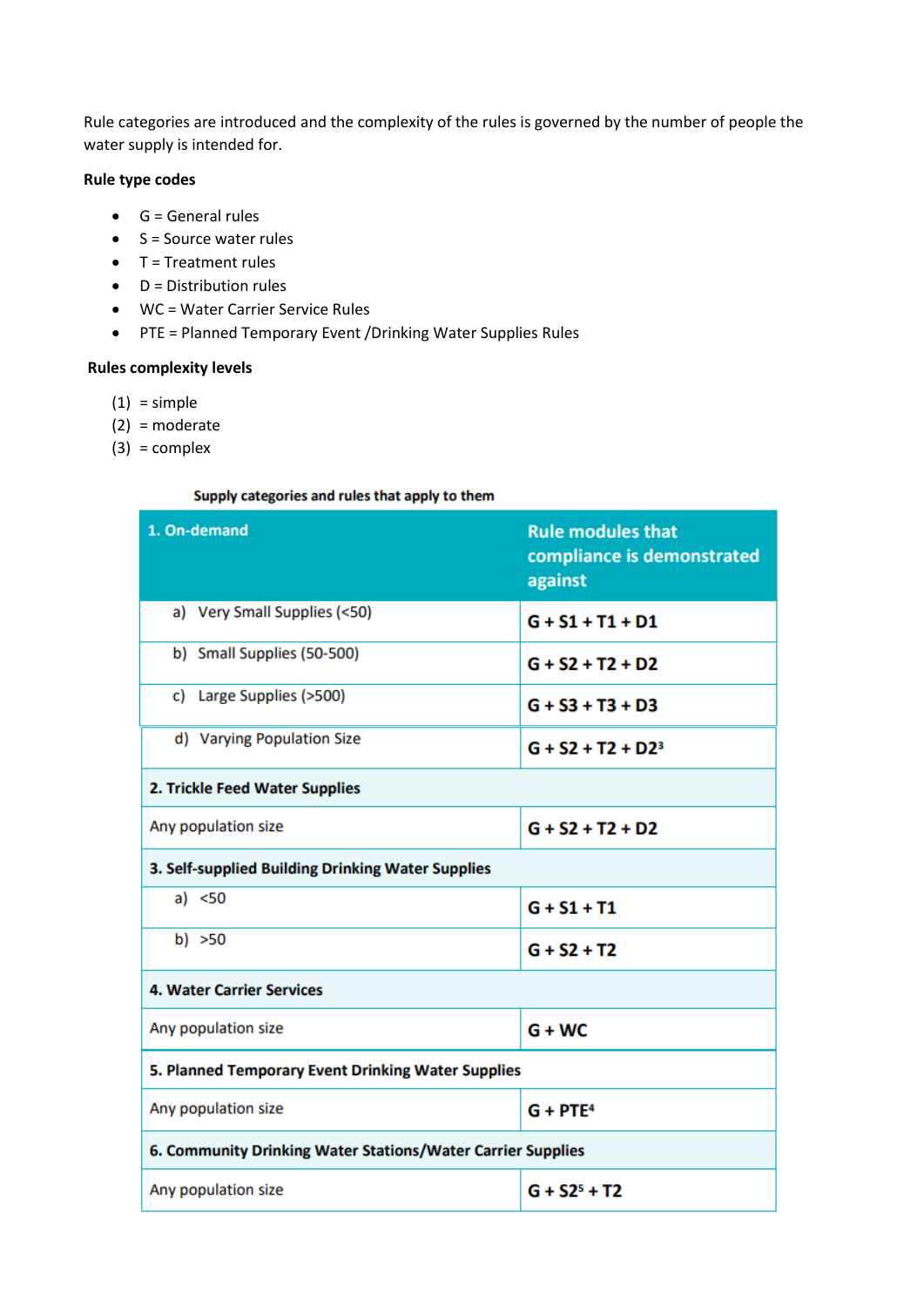Rule categories are introduced and the complexity of the rules is governed by the number of people the water supply is intended for.

**Rule type codes**

- G = General rules
- S = Source water rules
- T = Treatment rules
- D = Distribution rules
- WC = Water Carrier Service Rules
- PTE = Planned Temporary Event /Drinking Water Supplies Rules

**Rules complexity levels**

(1) = simple
(2) = moderate
(3) = complex

**Supply categories and rules that apply to them**

| 1. On-demand | Rule modules that compliance is demonstrated against |
|---|---|
| a) Very Small Supplies (<50) | G + S1 + T1 + D1 |
| b) Small Supplies (50-500) | G + S2 + T2 + D2 |
| c) Large Supplies (>500) | G + S3 + T3 + D3 |
| d) Varying Population Size | G + S2 + T2 + D2[3] |
| **2. Trickle Feed Water Supplies** | |
| Any population size | G + S2 + T2 + D2 |
| **3. Self-supplied Building Drinking Water Supplies** | |
| a) <50 | G + S1 + T1 |
| b) >50 | G + S2 + T2 |
| **4. Water Carrier Services** | |
| Any population size | G + WC |
| **5. Planned Temporary Event Drinking Water Supplies** | |
| Any population size | G + PTE[4] |
| **6. Community Drinking Water Stations/Water Carrier Supplies** | |
| Any population size | G + S2[5] + T2 |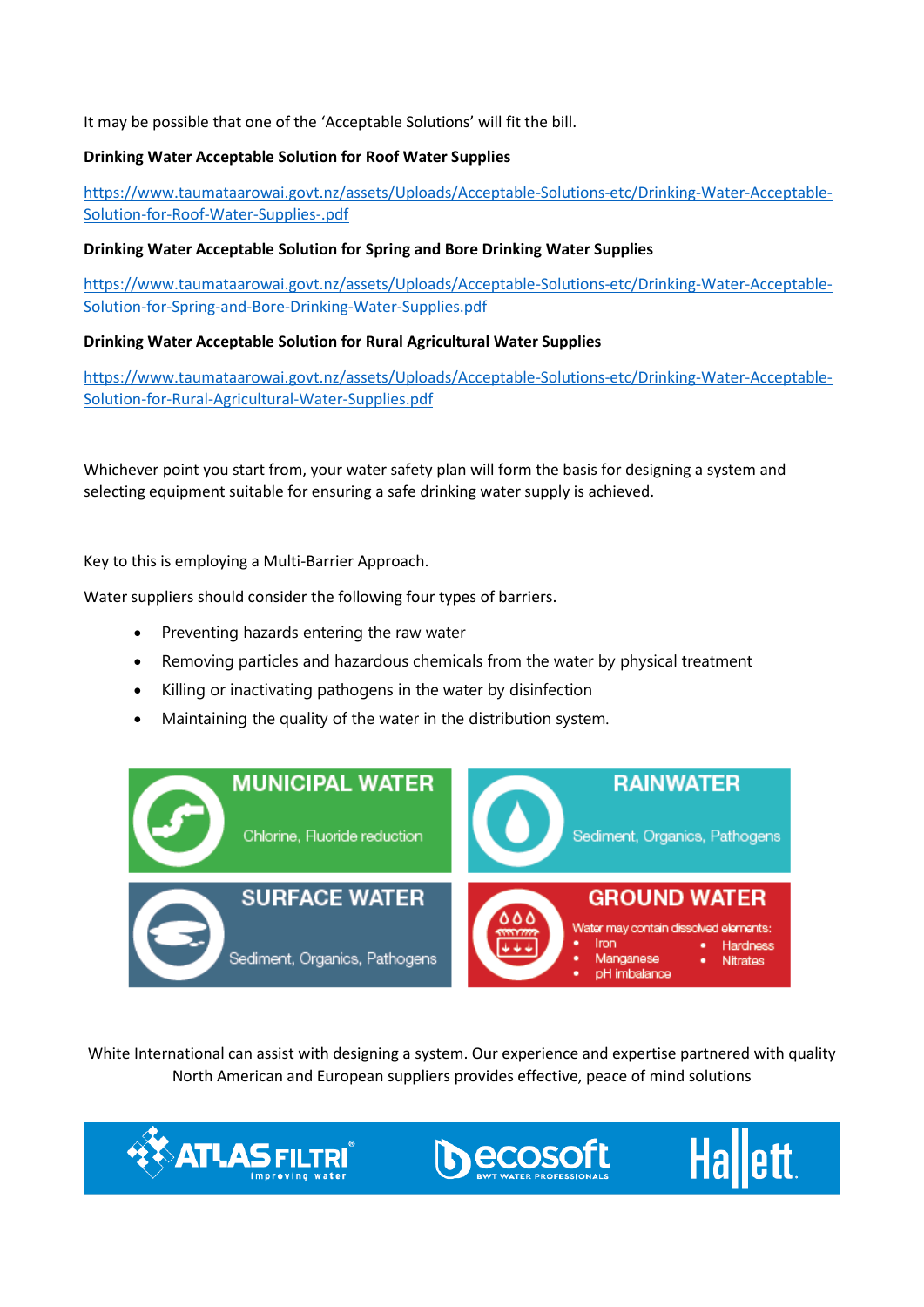It may be possible that one of the 'Acceptable Solutions' will fit the bill.

**Drinking Water Acceptable Solution for Roof Water Supplies**

https://www.taumataarowai.govt.nz/assets/Uploads/Acceptable-Solutions-etc/Drinking-Water-Acceptable-Solution-for-Roof-Water-Supplies-.pdf

**Drinking Water Acceptable Solution for Spring and Bore Drinking Water Supplies**

https://www.taumataarowai.govt.nz/assets/Uploads/Acceptable-Solutions-etc/Drinking-Water-Acceptable-Solution-for-Spring-and-Bore-Drinking-Water-Supplies.pdf

**Drinking Water Acceptable Solution for Rural Agricultural Water Supplies**

https://www.taumataarowai.govt.nz/assets/Uploads/Acceptable-Solutions-etc/Drinking-Water-Acceptable-Solution-for-Rural-Agricultural-Water-Supplies.pdf

Whichever point you start from, your water safety plan will form the basis for designing a system and selecting equipment suitable for ensuring a safe drinking water supply is achieved.

Key to this is employing a Multi-Barrier Approach.

Water suppliers should consider the following four types of barriers.

- Preventing hazards entering the raw water
- Removing particles and hazardous chemicals from the water by physical treatment
- Killing or inactivating pathogens in the water by disinfection
- Maintaining the quality of the water in the distribution system.

MUNICIPAL WATER

Chlorine, Fluoride reduction

RAINWATER

Sediment, Organics, Pathogens

SURFACE WATER

Sediment, Organics, Pathogens

GROUND WATER

Water may contain dissolved elements:

- Iron
- Manganese
- pH imbalance
- Hardness
- Nitrates

White International can assist with designing a system. Our experience and expertise partnered with quality North American and European suppliers provides effective, peace of mind solutions

ATLAS FILTRI® Improving water

ecosoft BWT WATER PROFESSIONALS

Hallett.